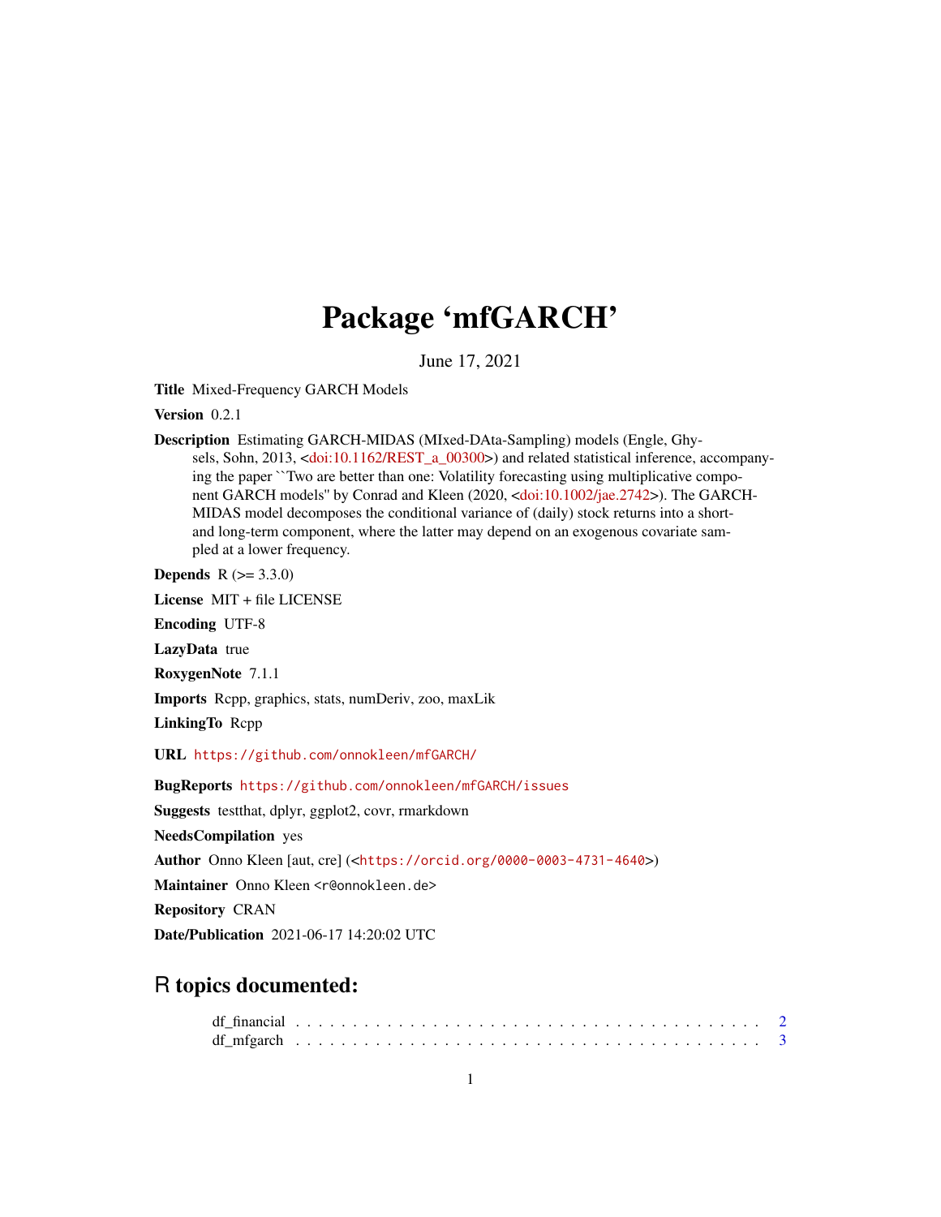# Package 'mfGARCH'

June 17, 2021

**Title** Mixed-Frequency GARCH Models

**Version** 0.2.1

**Description** Estimating GARCH-MIDAS (MIxed-DAta-Sampling) models (Engle, Ghysels, Sohn, 2013, <doi:10.1162/REST_a_00300>) and related statistical inference, accompanying the paper ``Two are better than one: Volatility forecasting using multiplicative component GARCH models'' by Conrad and Kleen (2020, <doi:10.1002/jae.2742>). The GARCH-MIDAS model decomposes the conditional variance of (daily) stock returns into a short- and long-term component, where the latter may depend on an exogenous covariate sampled at a lower frequency.

**Depends** R (>= 3.3.0)

**License** MIT + file LICENSE

**Encoding** UTF-8

**LazyData** true

**RoxygenNote** 7.1.1

**Imports** Rcpp, graphics, stats, numDeriv, zoo, maxLik

**LinkingTo** Rcpp

**URL** https://github.com/onnokleen/mfGARCH/

**BugReports** https://github.com/onnokleen/mfGARCH/issues

**Suggests** testthat, dplyr, ggplot2, covr, rmarkdown

**NeedsCompilation** yes

**Author** Onno Kleen [aut, cre] (<https://orcid.org/0000-0003-4731-4640>)

**Maintainer** Onno Kleen <r@onnokleen.de>

**Repository** CRAN

**Date/Publication** 2021-06-17 14:20:02 UTC

## R topics documented:

df_financial . . . . . . . . . . . . . . . . . . . . . . . . . . . . . . . . . . . . . . . . 2
df_mfgarch . . . . . . . . . . . . . . . . . . . . . . . . . . . . . . . . . . . . . . . . 3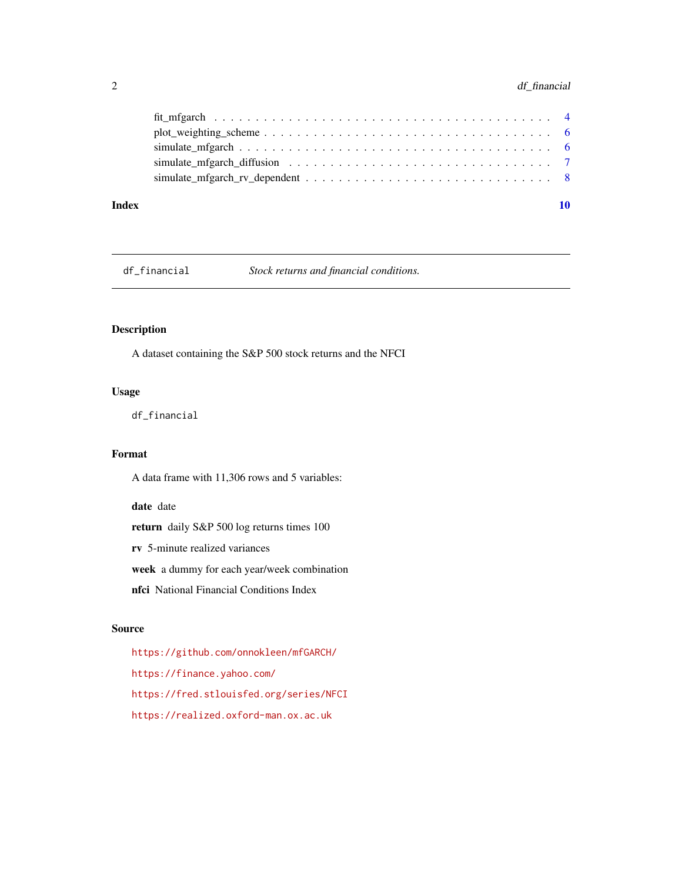fit_mfgarch . . . . . . . . . . . . . . . . . . . . . . . . . . . . . . . . . . . . . . . . 4
plot_weighting_scheme . . . . . . . . . . . . . . . . . . . . . . . . . . . . . . . . . . 6
simulate_mfgarch . . . . . . . . . . . . . . . . . . . . . . . . . . . . . . . . . . . . . 6
simulate_mfgarch_diffusion . . . . . . . . . . . . . . . . . . . . . . . . . . . . . . . 7
simulate_mfgarch_rv_dependent . . . . . . . . . . . . . . . . . . . . . . . . . . . . . 8

**Index** **10**

---

`df_financial` *Stock returns and financial conditions.*

---

## Description

A dataset containing the S&P 500 stock returns and the NFCI

## Usage

```
df_financial
```

## Format

A data frame with 11,306 rows and 5 variables:

**date** date

**return** daily S&P 500 log returns times 100

**rv** 5-minute realized variances

**week** a dummy for each year/week combination

**nfci** National Financial Conditions Index

## Source

https://github.com/onnokleen/mfGARCH/

https://finance.yahoo.com/

https://fred.stlouisfed.org/series/NFCI

https://realized.oxford-man.ox.ac.uk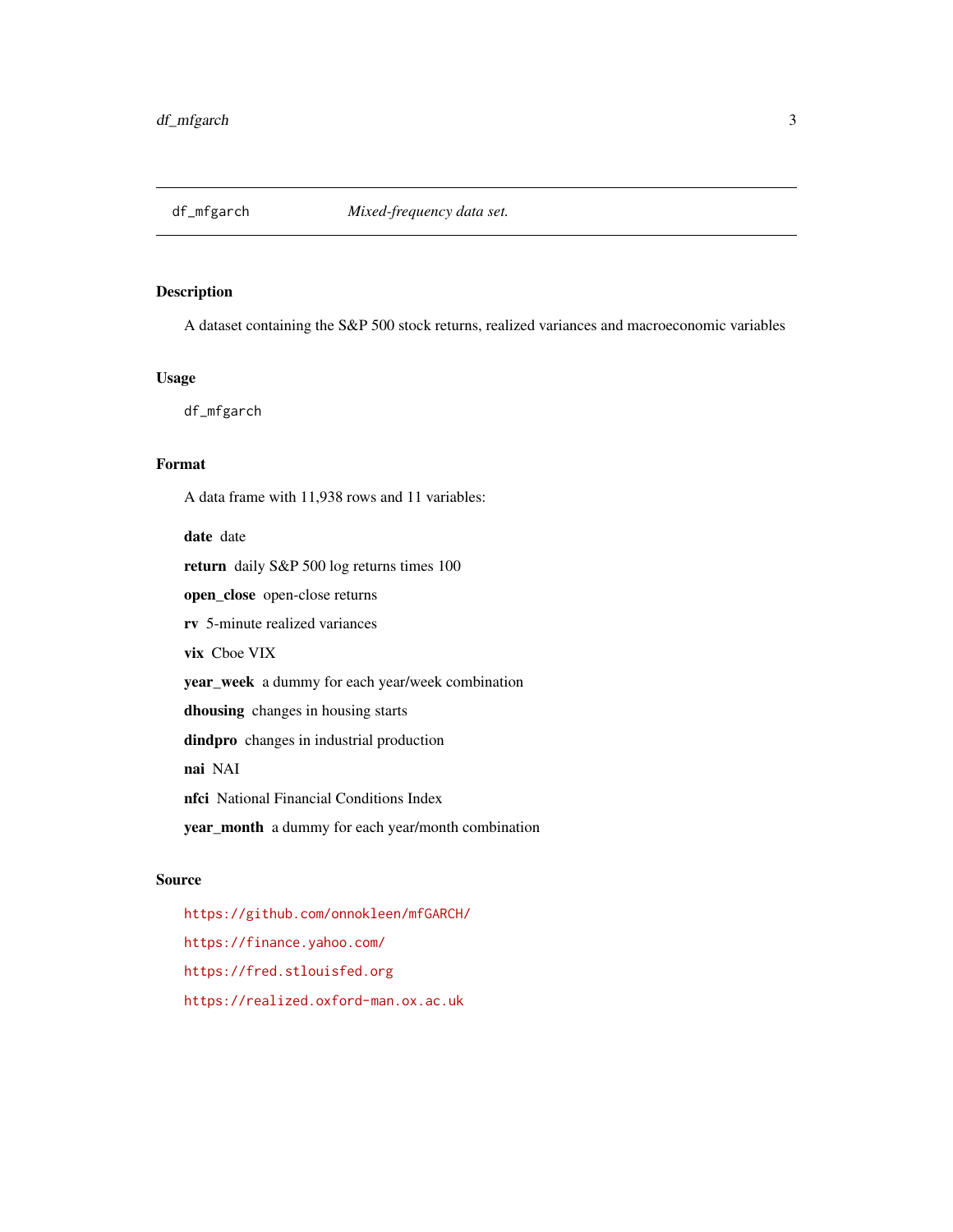df_mfgarch — *Mixed-frequency data set.*

## Description

A dataset containing the S&P 500 stock returns, realized variances and macroeconomic variables

## Usage

```
df_mfgarch
```

## Format

A data frame with 11,938 rows and 11 variables:

**date** date

**return** daily S&P 500 log returns times 100

**open_close** open-close returns

**rv** 5-minute realized variances

**vix** Cboe VIX

**year_week** a dummy for each year/week combination

**dhousing** changes in housing starts

**dindpro** changes in industrial production

**nai** NAI

**nfci** National Financial Conditions Index

**year_month** a dummy for each year/month combination

## Source

https://github.com/onnokleen/mfGARCH/

https://finance.yahoo.com/

https://fred.stlouisfed.org

https://realized.oxford-man.ox.ac.uk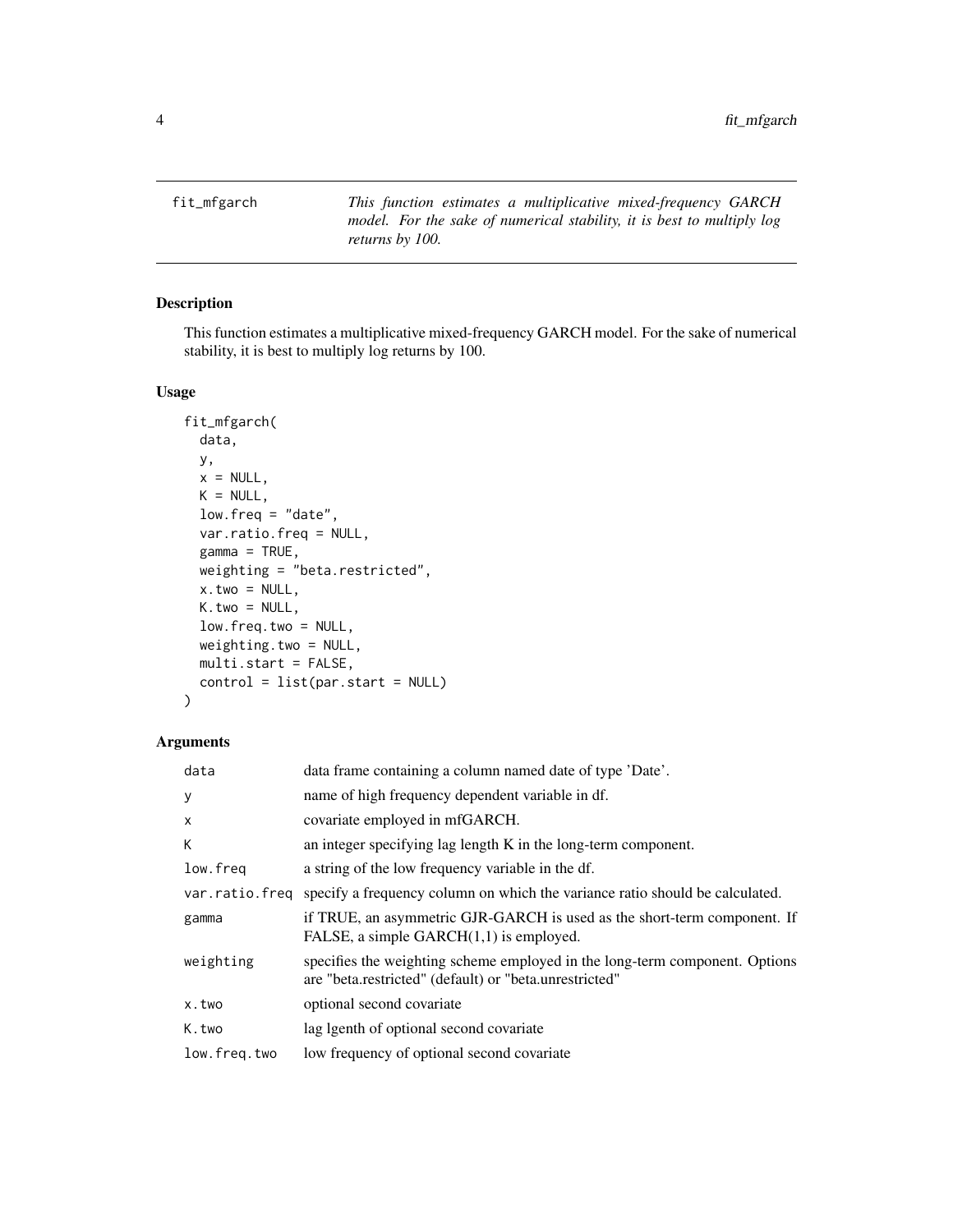fit_mfgarch — *This function estimates a multiplicative mixed-frequency GARCH model. For the sake of numerical stability, it is best to multiply log returns by 100.*

## Description

This function estimates a multiplicative mixed-frequency GARCH model. For the sake of numerical stability, it is best to multiply log returns by 100.

## Usage

```
fit_mfgarch(
  data,
  y,
  x = NULL,
  K = NULL,
  low.freq = "date",
  var.ratio.freq = NULL,
  gamma = TRUE,
  weighting = "beta.restricted",
  x.two = NULL,
  K.two = NULL,
  low.freq.two = NULL,
  weighting.two = NULL,
  multi.start = FALSE,
  control = list(par.start = NULL)
)
```

## Arguments

| | |
|---|---|
| data | data frame containing a column named date of type 'Date'. |
| y | name of high frequency dependent variable in df. |
| x | covariate employed in mfGARCH. |
| K | an integer specifying lag length K in the long-term component. |
| low.freq | a string of the low frequency variable in the df. |
| var.ratio.freq | specify a frequency column on which the variance ratio should be calculated. |
| gamma | if TRUE, an asymmetric GJR-GARCH is used as the short-term component. If FALSE, a simple GARCH(1,1) is employed. |
| weighting | specifies the weighting scheme employed in the long-term component. Options are "beta.restricted" (default) or "beta.unrestricted" |
| x.two | optional second covariate |
| K.two | lag lgenth of optional second covariate |
| low.freq.two | low frequency of optional second covariate |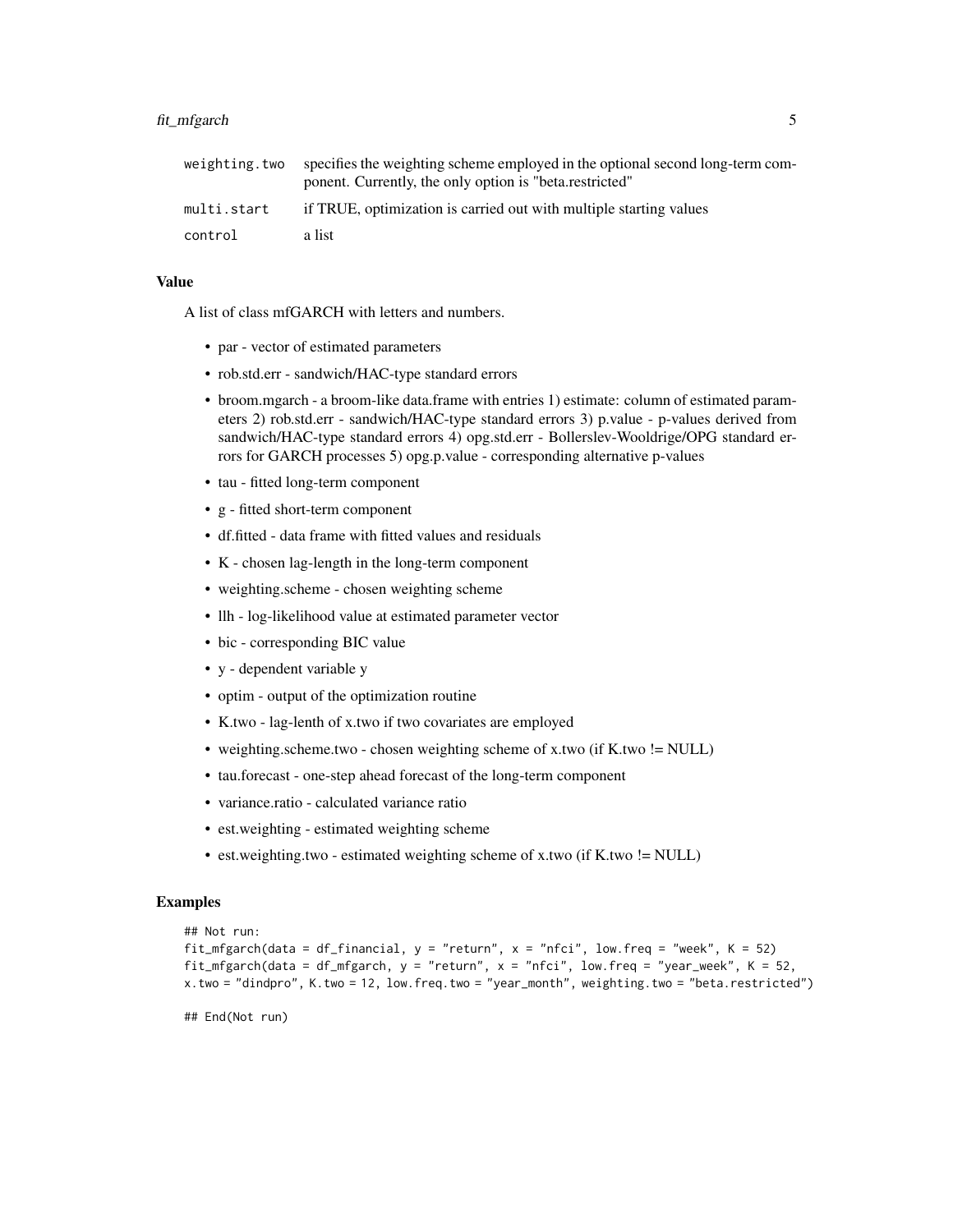| | |
|---|---|
| weighting.two | specifies the weighting scheme employed in the optional second long-term component. Currently, the only option is "beta.restricted" |
| multi.start | if TRUE, optimization is carried out with multiple starting values |
| control | a list |

### Value

A list of class mfGARCH with letters and numbers.

- par - vector of estimated parameters
- rob.std.err - sandwich/HAC-type standard errors
- broom.mgarch - a broom-like data.frame with entries 1) estimate: column of estimated parameters 2) rob.std.err - sandwich/HAC-type standard errors 3) p.value - p-values derived from sandwich/HAC-type standard errors 4) opg.std.err - Bollerslev-Wooldrige/OPG standard errors for GARCH processes 5) opg.p.value - corresponding alternative p-values
- tau - fitted long-term component
- g - fitted short-term component
- df.fitted - data frame with fitted values and residuals
- K - chosen lag-length in the long-term component
- weighting.scheme - chosen weighting scheme
- llh - log-likelihood value at estimated parameter vector
- bic - corresponding BIC value
- y - dependent variable y
- optim - output of the optimization routine
- K.two - lag-lenth of x.two if two covariates are employed
- weighting.scheme.two - chosen weighting scheme of x.two (if K.two != NULL)
- tau.forecast - one-step ahead forecast of the long-term component
- variance.ratio - calculated variance ratio
- est.weighting - estimated weighting scheme
- est.weighting.two - estimated weighting scheme of x.two (if K.two != NULL)

### Examples

```
## Not run:
fit_mfgarch(data = df_financial, y = "return", x = "nfci", low.freq = "week", K = 52)
fit_mfgarch(data = df_mfgarch, y = "return", x = "nfci", low.freq = "year_week", K = 52,
x.two = "dindpro", K.two = 12, low.freq.two = "year_month", weighting.two = "beta.restricted")

## End(Not run)
```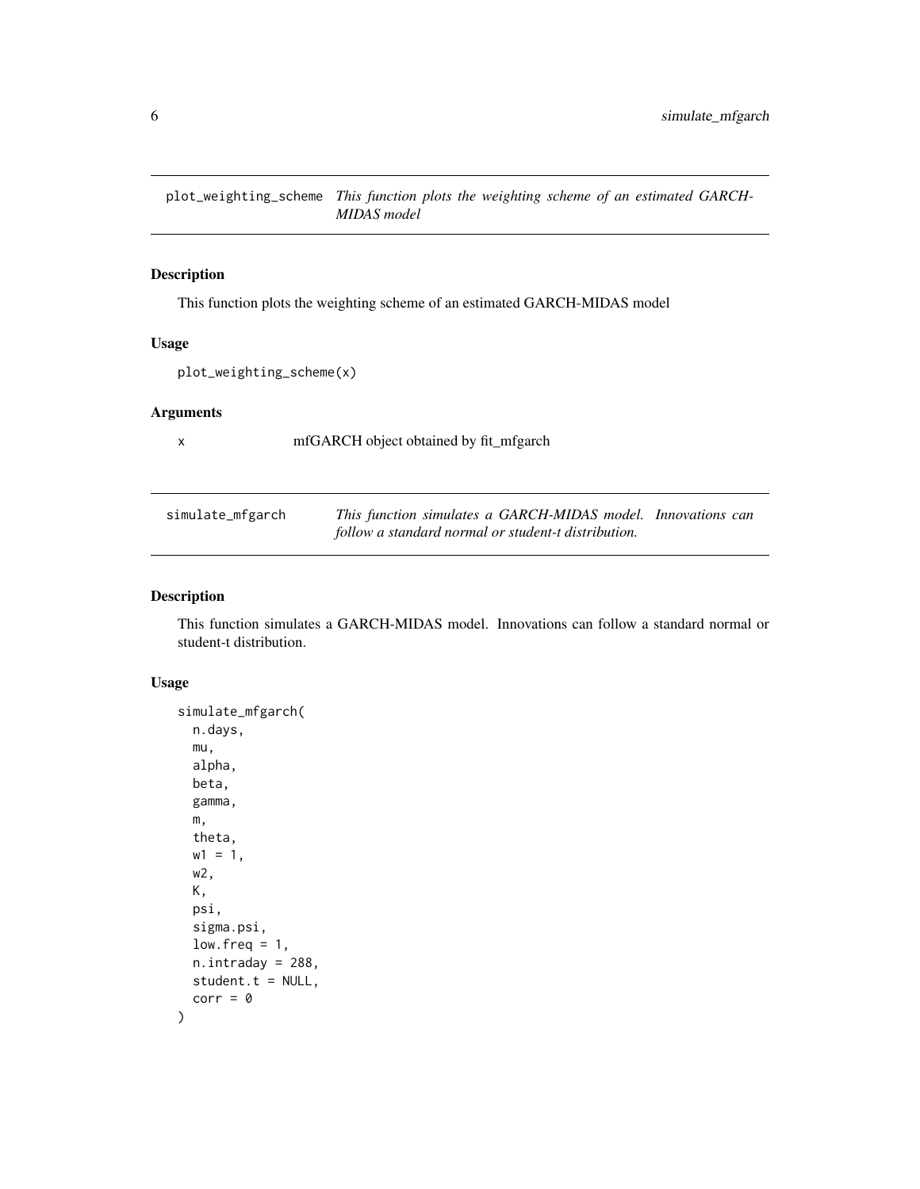## plot_weighting_scheme — *This function plots the weighting scheme of an estimated GARCH-MIDAS model*

### Description

This function plots the weighting scheme of an estimated GARCH-MIDAS model

### Usage

```
plot_weighting_scheme(x)
```

### Arguments

| | |
|---|---|
| x | mfGARCH object obtained by fit_mfgarch |

## simulate_mfgarch — *This function simulates a GARCH-MIDAS model. Innovations can follow a standard normal or student-t distribution.*

### Description

This function simulates a GARCH-MIDAS model. Innovations can follow a standard normal or student-t distribution.

### Usage

```
simulate_mfgarch(
  n.days,
  mu,
  alpha,
  beta,
  gamma,
  m,
  theta,
  w1 = 1,
  w2,
  K,
  psi,
  sigma.psi,
  low.freq = 1,
  n.intraday = 288,
  student.t = NULL,
  corr = 0
)
```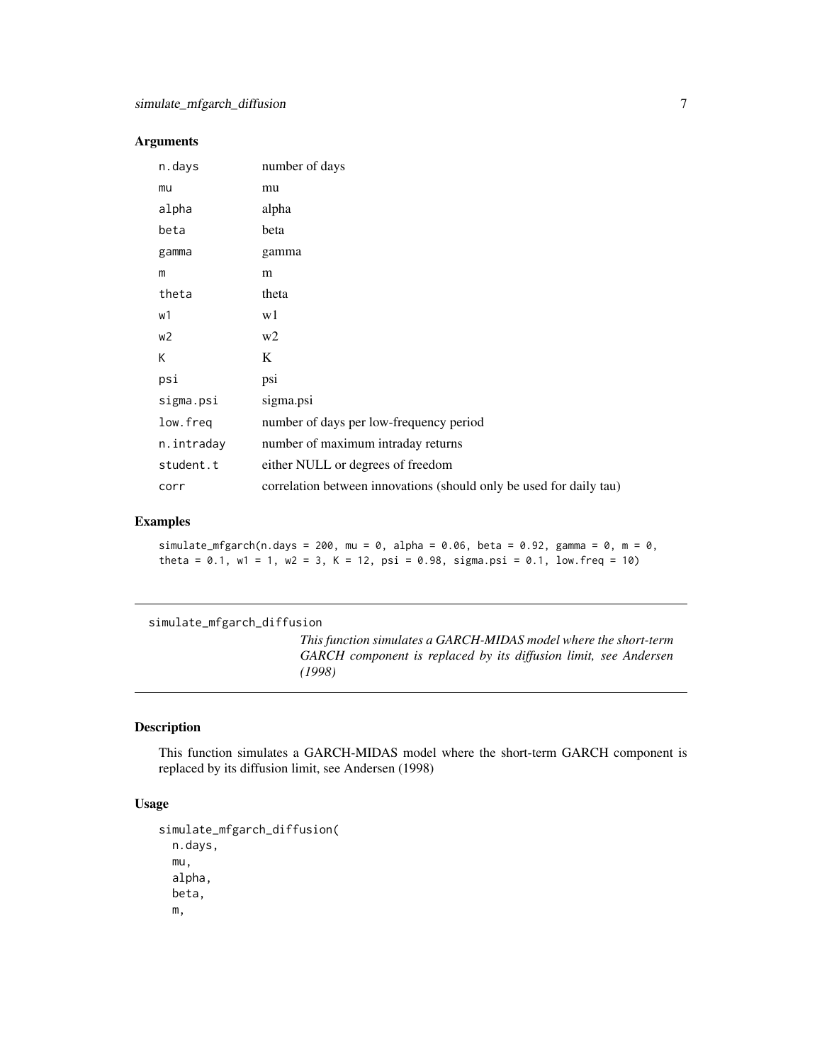### Arguments

| | |
|---|---|
| n.days | number of days |
| mu | mu |
| alpha | alpha |
| beta | beta |
| gamma | gamma |
| m | m |
| theta | theta |
| w1 | w1 |
| w2 | w2 |
| K | K |
| psi | psi |
| sigma.psi | sigma.psi |
| low.freq | number of days per low-frequency period |
| n.intraday | number of maximum intraday returns |
| student.t | either NULL or degrees of freedom |
| corr | correlation between innovations (should only be used for daily tau) |

### Examples

```
simulate_mfgarch(n.days = 200, mu = 0, alpha = 0.06, beta = 0.92, gamma = 0, m = 0,
theta = 0.1, w1 = 1, w2 = 3, K = 12, psi = 0.98, sigma.psi = 0.1, low.freq = 10)
```

---

## simulate_mfgarch_diffusion

*This function simulates a GARCH-MIDAS model where the short-term GARCH component is replaced by its diffusion limit, see Andersen (1998)*

### Description

This function simulates a GARCH-MIDAS model where the short-term GARCH component is replaced by its diffusion limit, see Andersen (1998)

### Usage

```
simulate_mfgarch_diffusion(
  n.days,
  mu,
  alpha,
  beta,
  m,
```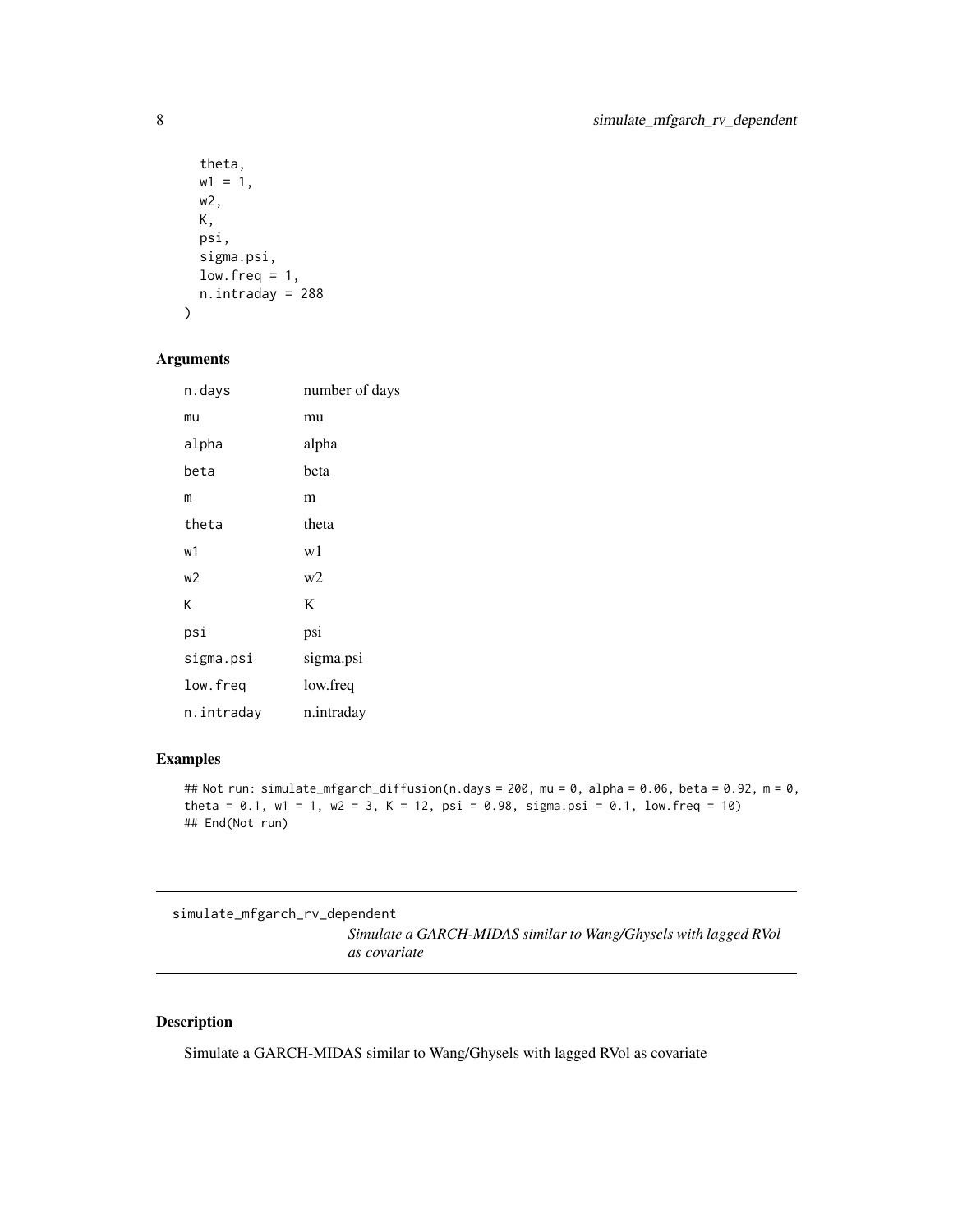```
  theta,
  w1 = 1,
  w2,
  K,
  psi,
  sigma.psi,
  low.freq = 1,
  n.intraday = 288
)
```

### Arguments

| | |
|---|---|
| n.days | number of days |
| mu | mu |
| alpha | alpha |
| beta | beta |
| m | m |
| theta | theta |
| w1 | w1 |
| w2 | w2 |
| K | K |
| psi | psi |
| sigma.psi | sigma.psi |
| low.freq | low.freq |
| n.intraday | n.intraday |

### Examples

```
## Not run: simulate_mfgarch_diffusion(n.days = 200, mu = 0, alpha = 0.06, beta = 0.92, m = 0,
theta = 0.1, w1 = 1, w2 = 3, K = 12, psi = 0.98, sigma.psi = 0.1, low.freq = 10)
## End(Not run)
```

---

## simulate_mfgarch_rv_dependent

*Simulate a GARCH-MIDAS similar to Wang/Ghysels with lagged RVol as covariate*

### Description

Simulate a GARCH-MIDAS similar to Wang/Ghysels with lagged RVol as covariate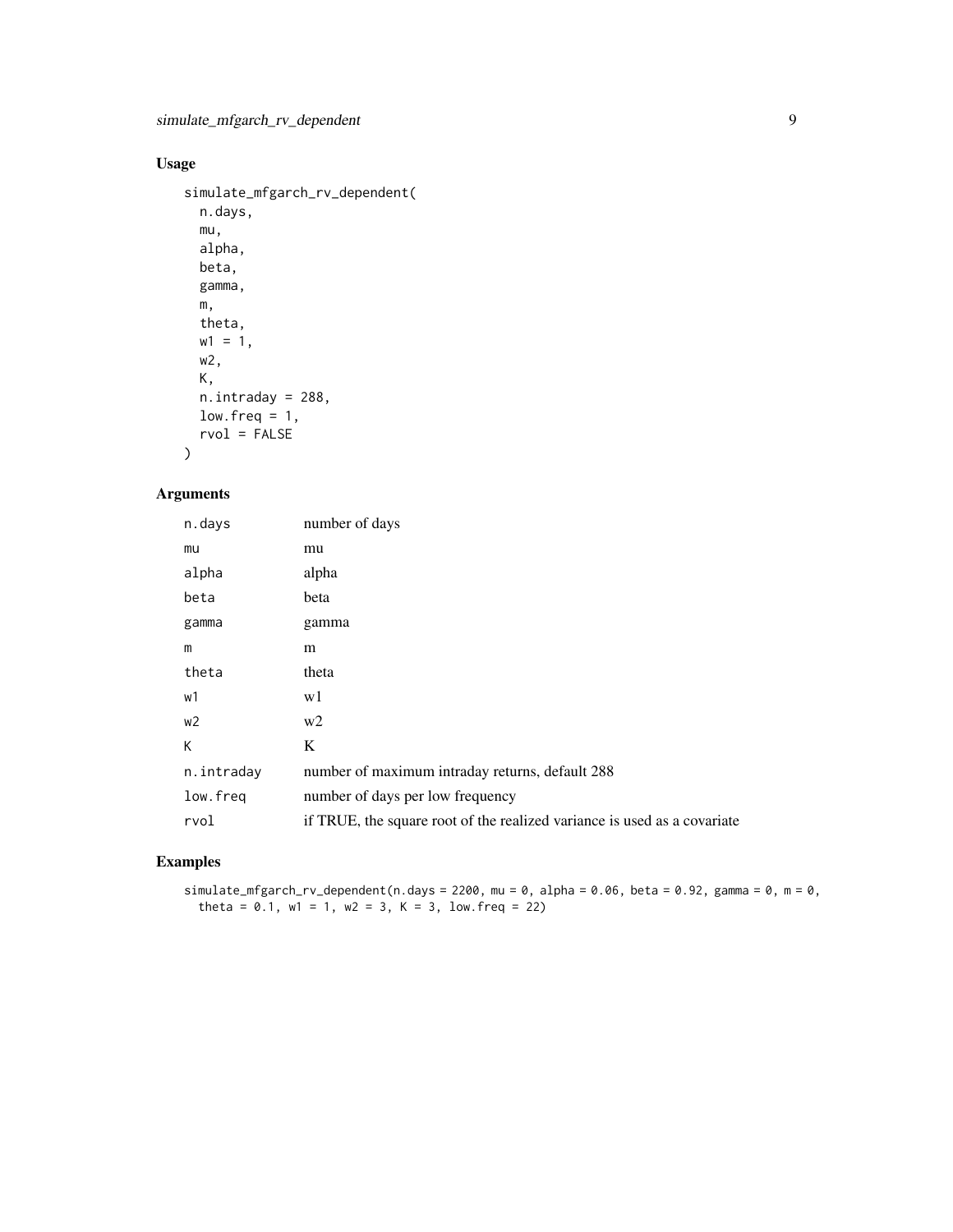## Usage

```
simulate_mfgarch_rv_dependent(
  n.days,
  mu,
  alpha,
  beta,
  gamma,
  m,
  theta,
  w1 = 1,
  w2,
  K,
  n.intraday = 288,
  low.freq = 1,
  rvol = FALSE
)
```

## Arguments

| | |
|---|---|
| n.days | number of days |
| mu | mu |
| alpha | alpha |
| beta | beta |
| gamma | gamma |
| m | m |
| theta | theta |
| w1 | w1 |
| w2 | w2 |
| K | K |
| n.intraday | number of maximum intraday returns, default 288 |
| low.freq | number of days per low frequency |
| rvol | if TRUE, the square root of the realized variance is used as a covariate |

## Examples

```
simulate_mfgarch_rv_dependent(n.days = 2200, mu = 0, alpha = 0.06, beta = 0.92, gamma = 0, m = 0,
  theta = 0.1, w1 = 1, w2 = 3, K = 3, low.freq = 22)
```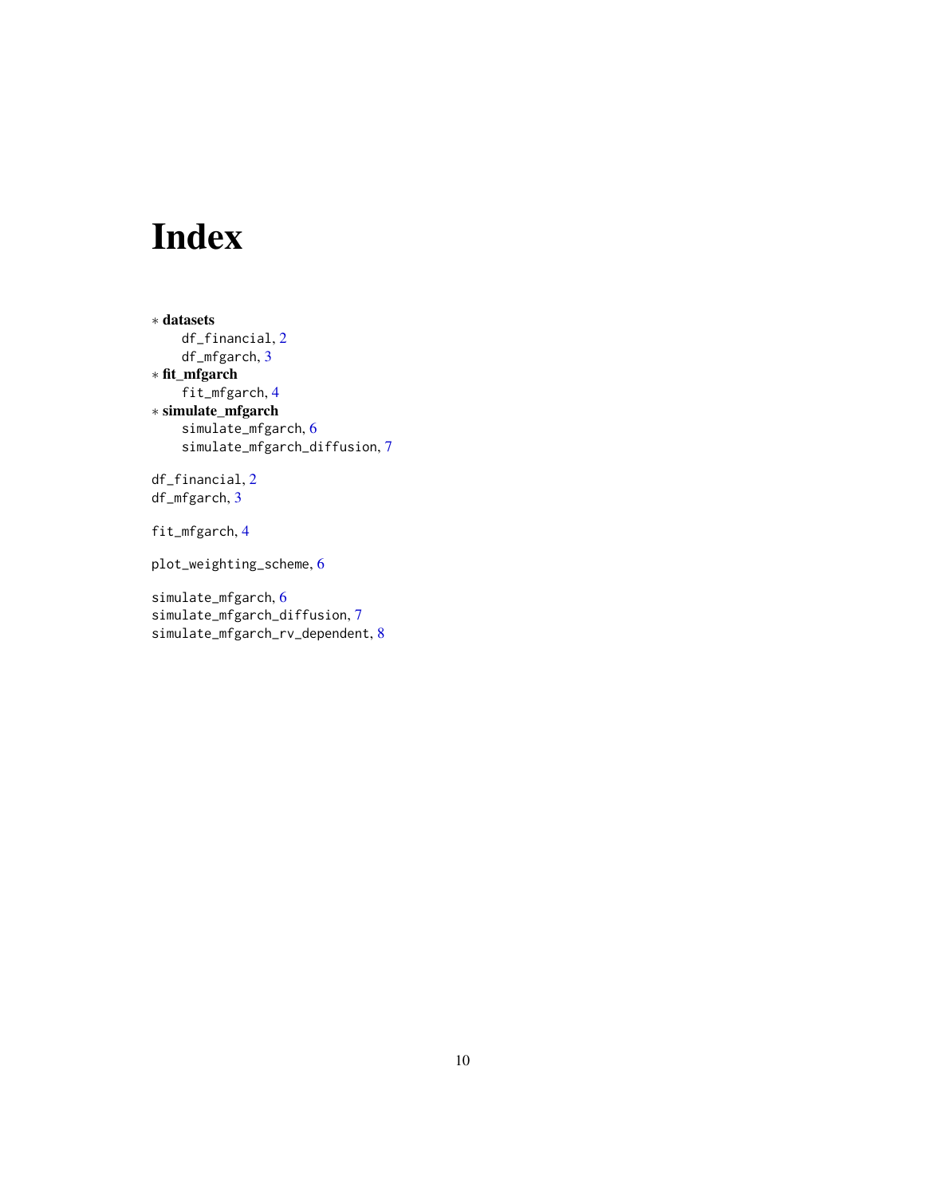# Index

∗ **datasets**
  df_financial, 2
  df_mfgarch, 3

∗ **fit_mfgarch**
  fit_mfgarch, 4

∗ **simulate_mfgarch**
  simulate_mfgarch, 6
  simulate_mfgarch_diffusion, 7

df_financial, 2
df_mfgarch, 3

fit_mfgarch, 4

plot_weighting_scheme, 6

simulate_mfgarch, 6
simulate_mfgarch_diffusion, 7
simulate_mfgarch_rv_dependent, 8